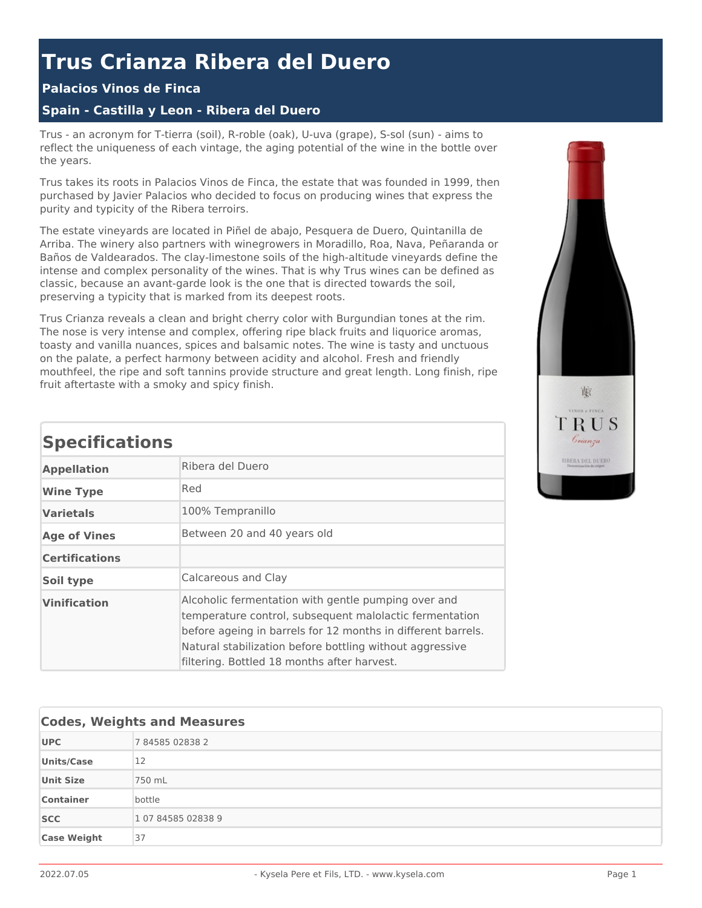# Trus Crianza Ribera del Duero

### Palacios Vinos de Finca

### Spain - Castilla y Leon - Ribera del Duero

Trus - an acronym for T-tierra (soil), R-roble (oak), U-uva (grape), S-sol (sun) - aims to reflect the uniqueness of each vintage, the aging potential of the wine in the bottle over the years.

Trus takes its roots in Palacios Vinos de Finca, the estate that was founded in 1999, then purchased by Javier Palacios who decided to focus on producing wines that express the purity and typicity of the Ribera terroirs.

The estate vineyards are located in Piñel de abajo, Pesquera de Duero, Quintanilla de Arriba. The winery also partners with winegrowers in Moradillo, Roa, Nava, Peñaranda or Baños de Valdearados. The clay-limestone soils of the high-altitude vineyards define the intense and complex personality of the wines. That is why Trus wines can be defined as classic, because an avant-garde look is the one that is directed towards the soil, preserving a typicity that is marked from its deepest roots.

Trus Crianza reveals a clean and bright cherry color with Burgundian tones at the rim. The nose is very intense and complex, offering ripe black fruits and liquorice aromas, toasty and vanilla nuances, spices and balsamic notes. The wine is tasty and unctuous on the palate, a perfect harmony between acidity and alcohol. Fresh and friendly mouthfeel, the ripe and soft tannins provide structure and great length. Long finish, ripe fruit aftertaste with a smoky and spicy finish.

## Specifications

| | |
|---|---|
| **Appellation** | Ribera del Duero |
| **Wine Type** | Red |
| **Varietals** | 100% Tempranillo |
| **Age of Vines** | Between 20 and 40 years old |
| **Certifications** | |
| **Soil type** | Calcareous and Clay |
| **Vinification** | Alcoholic fermentation with gentle pumping over and temperature control, subsequent malolactic fermentation before ageing in barrels for 12 months in different barrels. Natural stabilization before bottling without aggressive filtering. Bottled 18 months after harvest. |

## Codes, Weights and Measures

| | |
|---|---|
| **UPC** | 7 84585 02838 2 |
| **Units/Case** | 12 |
| **Unit Size** | 750 mL |
| **Container** | bottle |
| **SCC** | 1 07 84585 02838 9 |
| **Case Weight** | 37 |

2022.07.05 - Kysela Pere et Fils, LTD. - www.kysela.com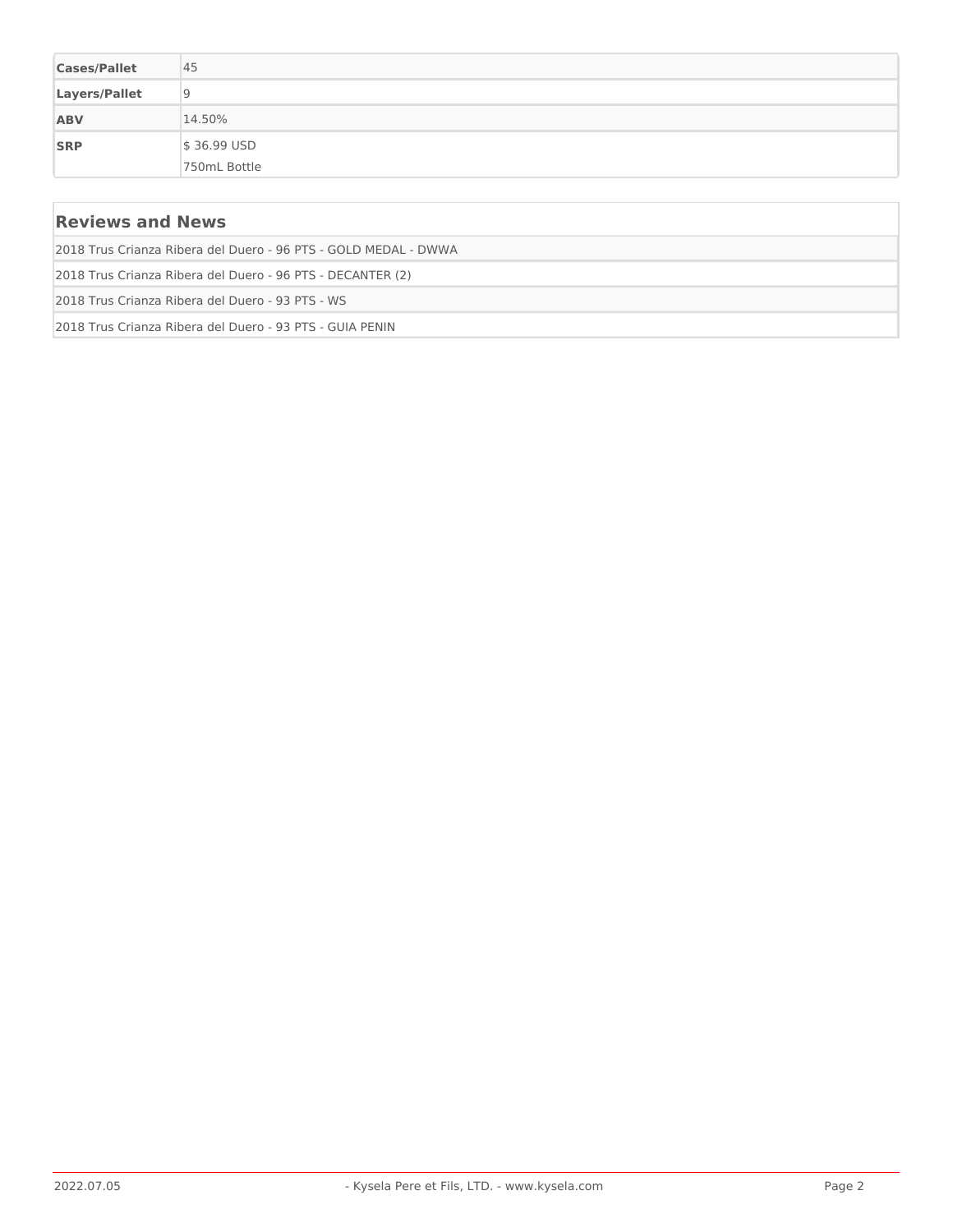| | |
|---|---|
| **Cases/Pallet** | 45 |
| **Layers/Pallet** | 9 |
| **ABV** | 14.50% |
| **SRP** | $ 36.99 USD<br>750mL Bottle |

## Reviews and News

| |
|---|
| 2018 Trus Crianza Ribera del Duero - 96 PTS - GOLD MEDAL - DWWA |
| 2018 Trus Crianza Ribera del Duero - 96 PTS - DECANTER (2) |
| 2018 Trus Crianza Ribera del Duero - 93 PTS - WS |
| 2018 Trus Crianza Ribera del Duero - 93 PTS - GUIA PENIN |